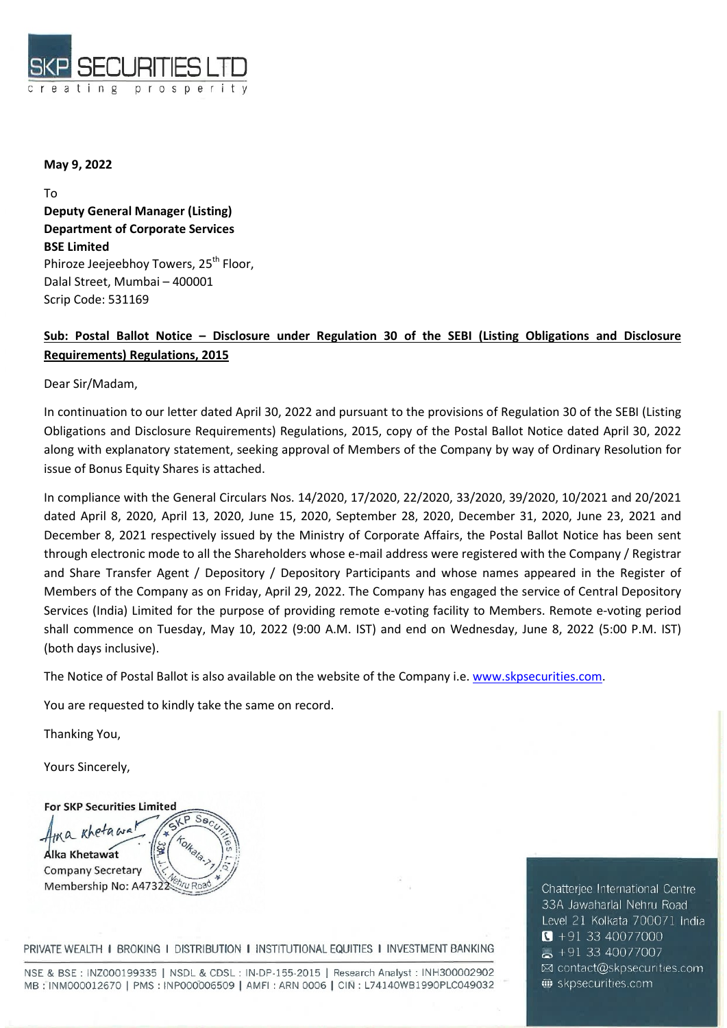**SKP SECURITIES LTD**
creating prosperity

**May 9, 2022**

To
**Deputy General Manager (Listing)**
**Department of Corporate Services**
**BSE Limited**
Phiroze Jeejeebhoy Towers, 25th Floor,
Dalal Street, Mumbai – 400001
Scrip Code: 531169

**Sub: Postal Ballot Notice – Disclosure under Regulation 30 of the SEBI (Listing Obligations and Disclosure Requirements) Regulations, 2015**

Dear Sir/Madam,

In continuation to our letter dated April 30, 2022 and pursuant to the provisions of Regulation 30 of the SEBI (Listing Obligations and Disclosure Requirements) Regulations, 2015, copy of the Postal Ballot Notice dated April 30, 2022 along with explanatory statement, seeking approval of Members of the Company by way of Ordinary Resolution for issue of Bonus Equity Shares is attached.

In compliance with the General Circulars Nos. 14/2020, 17/2020, 22/2020, 33/2020, 39/2020, 10/2021 and 20/2021 dated April 8, 2020, April 13, 2020, June 15, 2020, September 28, 2020, December 31, 2020, June 23, 2021 and December 8, 2021 respectively issued by the Ministry of Corporate Affairs, the Postal Ballot Notice has been sent through electronic mode to all the Shareholders whose e-mail address were registered with the Company / Registrar and Share Transfer Agent / Depository / Depository Participants and whose names appeared in the Register of Members of the Company as on Friday, April 29, 2022. The Company has engaged the service of Central Depository Services (India) Limited for the purpose of providing remote e-voting facility to Members. Remote e-voting period shall commence on Tuesday, May 10, 2022 (9:00 A.M. IST) and end on Wednesday, June 8, 2022 (5:00 P.M. IST) (both days inclusive).

The Notice of Postal Ballot is also available on the website of the Company i.e. www.skpsecurities.com.

You are requested to kindly take the same on record.

Thanking You,

Yours Sincerely,

**For SKP Securities Limited**

Alka Khetawat
Company Secretary
Membership No: A47322

PRIVATE WEALTH | BROKING | DISTRIBUTION | INSTITUTIONAL EQUITIES | INVESTMENT BANKING

NSE & BSE : INZ000199335 | NSDL & CDSL : IN-DP-155-2015 | Research Analyst : INH300002902
MB : INM000012670 | PMS : INP000006509 | AMFI : ARN 0006 | CIN : L74140WB1990PLC049032

Chatterjee International Centre
33A Jawaharlal Nehru Road
Level 21 Kolkata 700071 India
+91 33 40077000
+91 33 40077007
contact@skpsecurities.com
skpsecurities.com